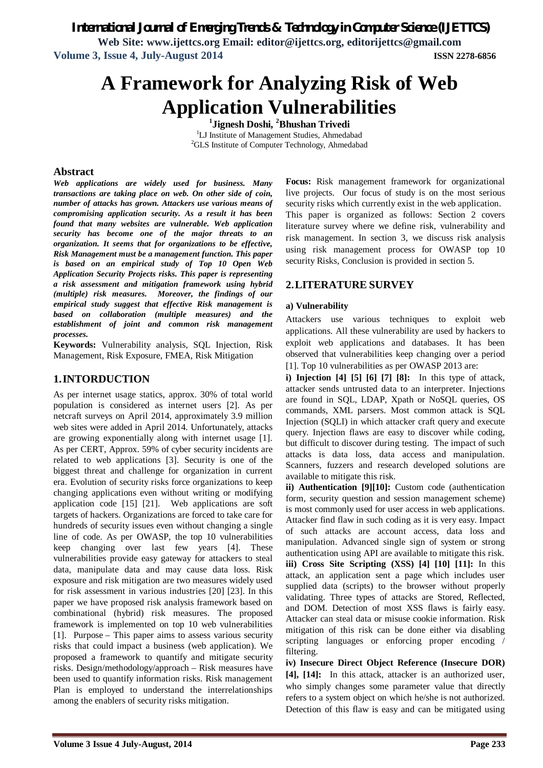# A Framework for Analyzing Risk of Web Application Vulnerabilities

**[1]Jignesh Doshi, [2]Bhushan Trivedi**

[1]LJ Institute of Management Studies, Ahmedabad
[2]GLS Institute of Computer Technology, Ahmedabad

## Abstract

***Web applications are widely used for business. Many transactions are taking place on web. On other side of coin, number of attacks has grown. Attackers use various means of compromising application security. As a result it has been found that many websites are vulnerable. Web application security has become one of the major threats to an organization. It seems that for organizations to be effective, Risk Management must be a management function. This paper is based on an empirical study of Top 10 Open Web Application Security Projects risks. This paper is representing a risk assessment and mitigation framework using hybrid (multiple) risk measures. Moreover, the findings of our empirical study suggest that effective Risk management is based on collaboration (multiple measures) and the establishment of joint and common risk management processes.***

**Keywords:** Vulnerability analysis, SQL Injection, Risk Management, Risk Exposure, FMEA, Risk Mitigation

## 1. INTORDUCTION

As per internet usage statics, approx. 30% of total world population is considered as internet users [2]. As per netcraft surveys on April 2014, approximately 3.9 million web sites were added in April 2014. Unfortunately, attacks are growing exponentially along with internet usage [1]. As per CERT, Approx. 59% of cyber security incidents are related to web applications [3]. Security is one of the biggest threat and challenge for organization in current era. Evolution of security risks force organizations to keep changing applications even without writing or modifying application code [15] [21]. Web applications are soft targets of hackers. Organizations are forced to take care for hundreds of security issues even without changing a single line of code. As per OWASP, the top 10 vulnerabilities keep changing over last few years [4]. These vulnerabilities provide easy gateway for attackers to steal data, manipulate data and may cause data loss. Risk exposure and risk mitigation are two measures widely used for risk assessment in various industries [20] [23]. In this paper we have proposed risk analysis framework based on combinational (hybrid) risk measures. The proposed framework is implemented on top 10 web vulnerabilities [1]. Purpose – This paper aims to assess various security risks that could impact a business (web application). We proposed a framework to quantify and mitigate security risks. Design/methodology/approach – Risk measures have been used to quantify information risks. Risk management Plan is employed to understand the interrelationships among the enablers of security risks mitigation.

**Focus:** Risk management framework for organizational live projects. Our focus of study is on the most serious security risks which currently exist in the web application. This paper is organized as follows: Section 2 covers literature survey where we define risk, vulnerability and risk management. In section 3, we discuss risk analysis using risk management process for OWASP top 10 security Risks, Conclusion is provided in section 5.

## 2. LITERATURE SURVEY

### a) Vulnerability

Attackers use various techniques to exploit web applications. All these vulnerability are used by hackers to exploit web applications and databases. It has been observed that vulnerabilities keep changing over a period [1]. Top 10 vulnerabilities as per OWASP 2013 are:

**i) Injection [4] [5] [6] [7] [8]:** In this type of attack, attacker sends untrusted data to an interpreter. Injections are found in SQL, LDAP, Xpath or NoSQL queries, OS commands, XML parsers. Most common attack is SQL Injection (SQLI) in which attacker craft query and execute query. Injection flaws are easy to discover while coding, but difficult to discover during testing. The impact of such attacks is data loss, data access and manipulation. Scanners, fuzzers and research developed solutions are available to mitigate this risk.

**ii) Authentication [9][10]:** Custom code (authentication form, security question and session management scheme) is most commonly used for user access in web applications. Attacker find flaw in such coding as it is very easy. Impact of such attacks are account access, data loss and manipulation. Advanced single sign of system or strong authentication using API are available to mitigate this risk.

**iii) Cross Site Scripting (XSS) [4] [10] [11]:** In this attack, an application sent a page which includes user supplied data (scripts) to the browser without properly validating. Three types of attacks are Stored, Reflected, and DOM. Detection of most XSS flaws is fairly easy. Attacker can steal data or misuse cookie information. Risk mitigation of this risk can be done either via disabling scripting languages or enforcing proper encoding / filtering.

**iv) Insecure Direct Object Reference (Insecure DOR) [4], [14]:** In this attack, attacker is an authorized user, who simply changes some parameter value that directly refers to a system object on which he/she is not authorized. Detection of this flaw is easy and can be mitigated using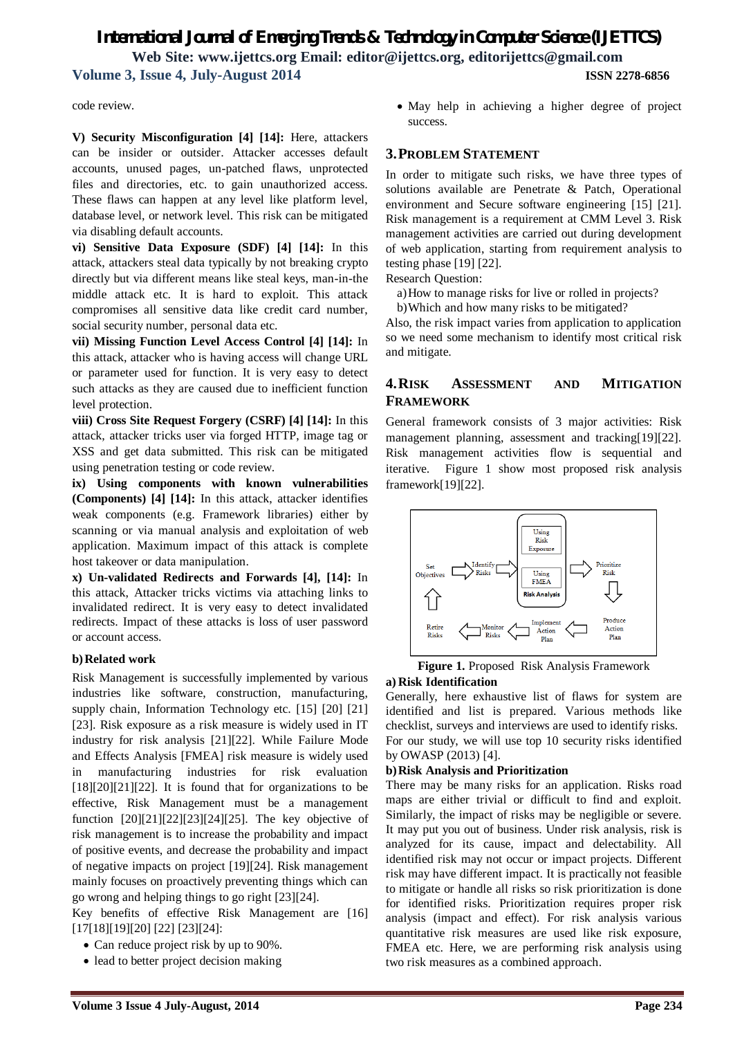code review.

**V) Security Misconfiguration [4] [14]:** Here, attackers can be insider or outsider. Attacker accesses default accounts, unused pages, un-patched flaws, unprotected files and directories, etc. to gain unauthorized access. These flaws can happen at any level like platform level, database level, or network level. This risk can be mitigated via disabling default accounts.

**vi) Sensitive Data Exposure (SDF) [4] [14]:** In this attack, attackers steal data typically by not breaking crypto directly but via different means like steal keys, man-in-the middle attack etc. It is hard to exploit. This attack compromises all sensitive data like credit card number, social security number, personal data etc.

**vii) Missing Function Level Access Control [4] [14]:** In this attack, attacker who is having access will change URL or parameter used for function. It is very easy to detect such attacks as they are caused due to inefficient function level protection.

**viii) Cross Site Request Forgery (CSRF) [4] [14]:** In this attack, attacker tricks user via forged HTTP, image tag or XSS and get data submitted. This risk can be mitigated using penetration testing or code review.

**ix) Using components with known vulnerabilities (Components) [4] [14]:** In this attack, attacker identifies weak components (e.g. Framework libraries) either by scanning or via manual analysis and exploitation of web application. Maximum impact of this attack is complete host takeover or data manipulation.

**x) Un-validated Redirects and Forwards [4], [14]:** In this attack, Attacker tricks victims via attaching links to invalidated redirect. It is very easy to detect invalidated redirects. Impact of these attacks is loss of user password or account access.

### b) Related work

Risk Management is successfully implemented by various industries like software, construction, manufacturing, supply chain, Information Technology etc. [15] [20] [21] [23]. Risk exposure as a risk measure is widely used in IT industry for risk analysis [21][22]. While Failure Mode and Effects Analysis [FMEA] risk measure is widely used in manufacturing industries for risk evaluation [18][20][21][22]. It is found that for organizations to be effective, Risk Management must be a management function [20][21][22][23][24][25]. The key objective of risk management is to increase the probability and impact of positive events, and decrease the probability and impact of negative impacts on project [19][24]. Risk management mainly focuses on proactively preventing things which can go wrong and helping things to go right [23][24].

Key benefits of effective Risk Management are [16] [17][18][19][20] [22] [23][24]:

- Can reduce project risk by up to 90%.
- lead to better project decision making
- May help in achieving a higher degree of project success.

## 3. PROBLEM STATEMENT

In order to mitigate such risks, we have three types of solutions available are Penetrate & Patch, Operational environment and Secure software engineering [15] [21]. Risk management is a requirement at CMM Level 3. Risk management activities are carried out during development of web application, starting from requirement analysis to testing phase [19] [22].

Research Question:

a) How to manage risks for live or rolled in projects?
b) Which and how many risks to be mitigated?

Also, the risk impact varies from application to application so we need some mechanism to identify most critical risk and mitigate.

## 4. RISK ASSESSMENT AND MITIGATION FRAMEWORK

General framework consists of 3 major activities: Risk management planning, assessment and tracking[19][22]. Risk management activities flow is sequential and iterative. Figure 1 show most proposed risk analysis framework[19][22].

Set Objectives → Identify Risks → Risk Analysis (Using Risk Exposure / Using FMEA) → Prioritize Risk → Produce Action Plan → Implement Action Plan → Monitor Risks → Retire Risks

**Figure 1.** Proposed Risk Analysis Framework

### a) Risk Identification

Generally, here exhaustive list of flaws for system are identified and list is prepared. Various methods like checklist, surveys and interviews are used to identify risks. For our study, we will use top 10 security risks identified by OWASP (2013) [4].

### b) Risk Analysis and Prioritization

There may be many risks for an application. Risks road maps are either trivial or difficult to find and exploit. Similarly, the impact of risks may be negligible or severe. It may put you out of business. Under risk analysis, risk is analyzed for its cause, impact and delectability. All identified risk may not occur or impact projects. Different risk may have different impact. It is practically not feasible to mitigate or handle all risks so risk prioritization is done for identified risks. Prioritization requires proper risk analysis (impact and effect). For risk analysis various quantitative risk measures are used like risk exposure, FMEA etc. Here, we are performing risk analysis using two risk measures as a combined approach.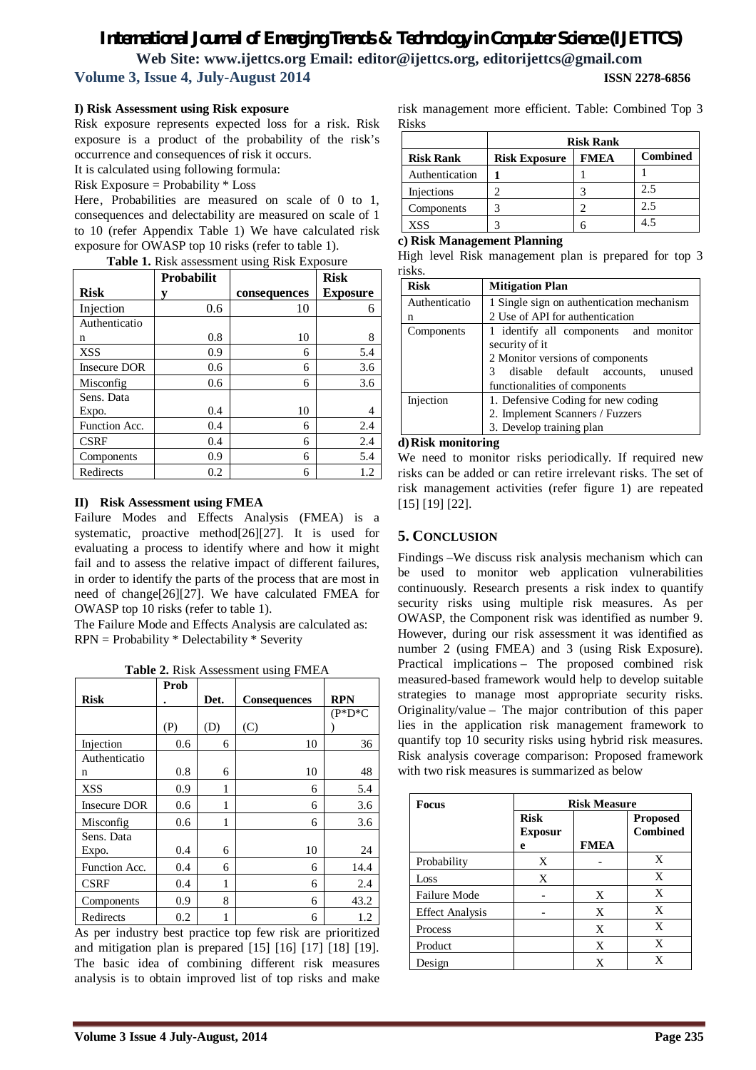### I) Risk Assessment using Risk exposure

Risk exposure represents expected loss for a risk. Risk exposure is a product of the probability of the risk's occurrence and consequences of risk it occurs.

It is calculated using following formula:

Risk Exposure = Probability * Loss

Here, Probabilities are measured on scale of 0 to 1, consequences and delectability are measured on scale of 1 to 10 (refer Appendix Table 1) We have calculated risk exposure for OWASP top 10 risks (refer to table 1).

**Table 1.** Risk assessment using Risk Exposure

| Risk | Probability | consequences | Risk Exposure |
|---|---|---|---|
| Injection | 0.6 | 10 | 6 |
| Authentication | 0.8 | 10 | 8 |
| XSS | 0.9 | 6 | 5.4 |
| Insecure DOR | 0.6 | 6 | 3.6 |
| Misconfig | 0.6 | 6 | 3.6 |
| Sens. Data Expo. | 0.4 | 10 | 4 |
| Function Acc. | 0.4 | 6 | 2.4 |
| CSRF | 0.4 | 6 | 2.4 |
| Components | 0.9 | 6 | 5.4 |
| Redirects | 0.2 | 6 | 1.2 |

### II) Risk Assessment using FMEA

Failure Modes and Effects Analysis (FMEA) is a systematic, proactive method[26][27]. It is used for evaluating a process to identify where and how it might fail and to assess the relative impact of different failures, in order to identify the parts of the process that are most in need of change[26][27]. We have calculated FMEA for OWASP top 10 risks (refer to table 1).

The Failure Mode and Effects Analysis are calculated as:

RPN = Probability * Delectability * Severity

**Table 2.** Risk Assessment using FMEA

| Risk | Prob. | Det. | Consequences | RPN |
|---|---|---|---|---|
| | (P) | (D) | (C) | (P*D*C) |
| Injection | 0.6 | 6 | 10 | 36 |
| Authentication | 0.8 | 6 | 10 | 48 |
| XSS | 0.9 | 1 | 6 | 5.4 |
| Insecure DOR | 0.6 | 1 | 6 | 3.6 |
| Misconfig | 0.6 | 1 | 6 | 3.6 |
| Sens. Data Expo. | 0.4 | 6 | 10 | 24 |
| Function Acc. | 0.4 | 6 | 6 | 14.4 |
| CSRF | 0.4 | 1 | 6 | 2.4 |
| Components | 0.9 | 8 | 6 | 43.2 |
| Redirects | 0.2 | 1 | 6 | 1.2 |

As per industry best practice top few risk are prioritized and mitigation plan is prepared [15] [16] [17] [18] [19]. The basic idea of combining different risk measures analysis is to obtain improved list of top risks and make risk management more efficient. Table: Combined Top 3 Risks

| | Risk Rank | | |
|---|---|---|---|
| **Risk Rank** | **Risk Exposure** | **FMEA** | **Combined** |
| Authentication | **1** | 1 | 1 |
| Injections | 2 | 3 | 2.5 |
| Components | 3 | 2 | 2.5 |
| XSS | 3 | 6 | 4.5 |

### c) Risk Management Planning

High level Risk management plan is prepared for top 3 risks.

| Risk | Mitigation Plan |
|---|---|
| Authentication | 1 Single sign on authentication mechanism<br>2 Use of API for authentication |
| Components | 1 identify all components and monitor security of it<br>2 Monitor versions of components<br>3 disable default accounts, unused functionalities of components |
| Injection | 1. Defensive Coding for new coding<br>2. Implement Scanners / Fuzzers<br>3. Develop training plan |

### d) Risk monitoring

We need to monitor risks periodically. If required new risks can be added or can retire irrelevant risks. The set of risk management activities (refer figure 1) are repeated [15] [19] [22].

## 5. CONCLUSION

Findings –We discuss risk analysis mechanism which can be used to monitor web application vulnerabilities continuously. Research presents a risk index to quantify security risks using multiple risk measures. As per OWASP, the Component risk was identified as number 9. However, during our risk assessment it was identified as number 2 (using FMEA) and 3 (using Risk Exposure). Practical implications – The proposed combined risk measured-based framework would help to develop suitable strategies to manage most appropriate security risks. Originality/value – The major contribution of this paper lies in the application risk management framework to quantify top 10 security risks using hybrid risk measures. Risk analysis coverage comparison: Proposed framework with two risk measures is summarized as below

| Focus | Risk Measure | | |
|---|---|---|---|
| | **Risk Exposure** | **FMEA** | **Proposed Combined** |
| Probability | X | - | X |
| Loss | X | | X |
| Failure Mode | - | X | X |
| Effect Analysis | - | X | X |
| Process | | X | X |
| Product | | X | X |
| Design | | X | X |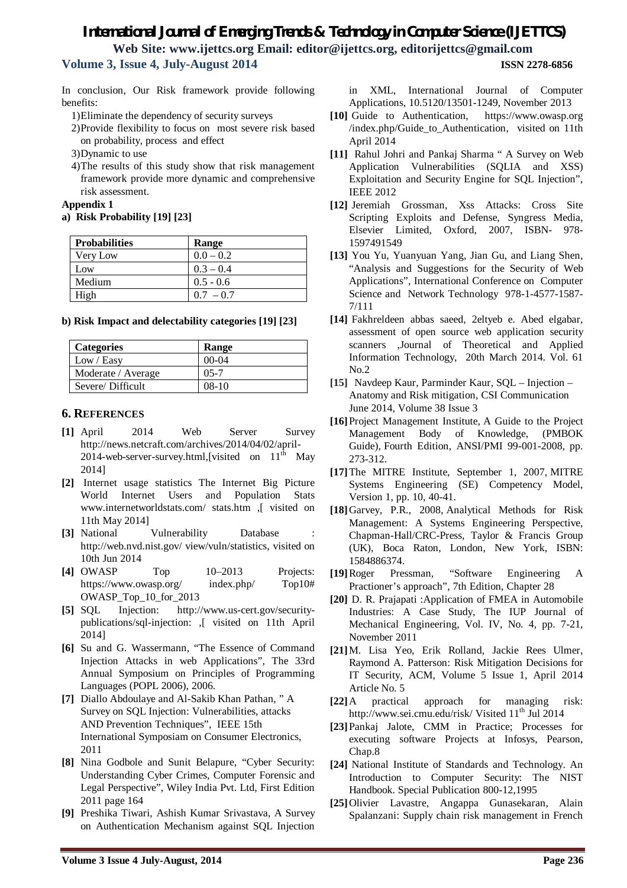In conclusion, Our Risk framework provide following benefits:

1)Eliminate the dependency of security surveys
2)Provide flexibility to focus on most severe risk based on probability, process and effect
3)Dynamic to use
4)The results of this study show that risk management framework provide more dynamic and comprehensive risk assessment.

**Appendix 1**

**a) Risk Probability [19] [23]**

| Probabilities | Range |
|---|---|
| Very Low | 0.0 – 0.2 |
| Low | 0.3 – 0.4 |
| Medium | 0.5 - 0.6 |
| High | 0.7 – 0.7 |

**b) Risk Impact and delectability categories [19] [23]**

| Categories | Range |
|---|---|
| Low / Easy | 00-04 |
| Moderate / Average | 05-7 |
| Severe/ Difficult | 08-10 |

## 6. REFERENCES

**[1]** April 2014 Web Server Survey http://news.netcraft.com/archives/2014/04/02/april-2014-web-server-survey.html,[visited on 11th May 2014]

**[2]** Internet usage statistics The Internet Big Picture World Internet Users and Population Stats www.internetworldstats.com/ stats.htm ,[ visited on 11th May 2014]

**[3]** National Vulnerability Database : http://web.nvd.nist.gov/ view/vuln/statistics, visited on 10th Jun 2014

**[4]** OWASP Top 10–2013 Projects: https://www.owasp.org/ index.php/ Top10# OWASP_Top_10_for_2013

**[5]** SQL Injection: http://www.us-cert.gov/security-publications/sql-injection: ,[ visited on 11th April 2014]

**[6]** Su and G. Wassermann, "The Essence of Command Injection Attacks in web Applications", The 33rd Annual Symposium on Principles of Programming Languages (POPL 2006), 2006.

**[7]** Diallo Abdoulaye and Al-Sakib Khan Pathan, " A Survey on SQL Injection: Vulnerabilities, attacks AND Prevention Techniques", IEEE 15th International Symposiam on Consumer Electronics, 2011

**[8]** Nina Godbole and Sunit Belapure, "Cyber Security: Understanding Cyber Crimes, Computer Forensic and Legal Perspective", Wiley India Pvt. Ltd, First Edition 2011 page 164

**[9]** Preshika Tiwari, Ashish Kumar Srivastava, A Survey on Authentication Mechanism against SQL Injection in XML, International Journal of Computer Applications, 10.5120/13501-1249, November 2013

**[10]** Guide to Authentication, https://www.owasp.org /index.php/Guide_to_Authentication, visited on 11th April 2014

**[11]** Rahul Johri and Pankaj Sharma " A Survey on Web Application Vulnerabilities (SQLIA and XSS) Exploitation and Security Engine for SQL Injection", IEEE 2012

**[12]** Jeremiah Grossman, Xss Attacks: Cross Site Scripting Exploits and Defense, Syngress Media, Elsevier Limited, Oxford, 2007, ISBN- 978-1597491549

**[13]** You Yu, Yuanyuan Yang, Jian Gu, and Liang Shen, "Analysis and Suggestions for the Security of Web Applications", International Conference on Computer Science and Network Technology 978-1-4577-1587-7/111

**[14]** Fakhreldeen abbas saeed, 2eltyeb e. Abed elgabar, assessment of open source web application security scanners ,Journal of Theoretical and Applied Information Technology, 20th March 2014. Vol. 61 No.2

**[15]** Navdeep Kaur, Parminder Kaur, SQL – Injection – Anatomy and Risk mitigation, CSI Communication June 2014, Volume 38 Issue 3

**[16]** Project Management Institute, A Guide to the Project Management Body of Knowledge, (PMBOK Guide), Fourth Edition, ANSI/PMI 99-001-2008, pp. 273-312.

**[17]** The MITRE Institute, September 1, 2007, MITRE Systems Engineering (SE) Competency Model, Version 1, pp. 10, 40-41.

**[18]** Garvey, P.R., 2008, Analytical Methods for Risk Management: A Systems Engineering Perspective, Chapman-Hall/CRC-Press, Taylor & Francis Group (UK), Boca Raton, London, New York, ISBN: 1584886374.

**[19]** Roger Pressman, "Software Engineering A Practioner's approach", 7th Edition, Chapter 28

**[20]** D. R. Prajapati :Application of FMEA in Automobile Industries: A Case Study, The IUP Journal of Mechanical Engineering, Vol. IV, No. 4, pp. 7-21, November 2011

**[21]** M. Lisa Yeo, Erik Rolland, Jackie Rees Ulmer, Raymond A. Patterson: Risk Mitigation Decisions for IT Security, ACM, Volume 5 Issue 1, April 2014 Article No. 5

**[22]** A practical approach for managing risk: http://www.sei.cmu.edu/risk/ Visited 11th Jul 2014

**[23]** Pankaj Jalote, CMM in Practice; Processes for executing software Projects at Infosys, Pearson, Chap.8

**[24]** National Institute of Standards and Technology. An Introduction to Computer Security: The NIST Handbook. Special Publication 800-12,1995

**[25]** Olivier Lavastre, Angappa Gunasekaran, Alain Spalanzani: Supply chain risk management in French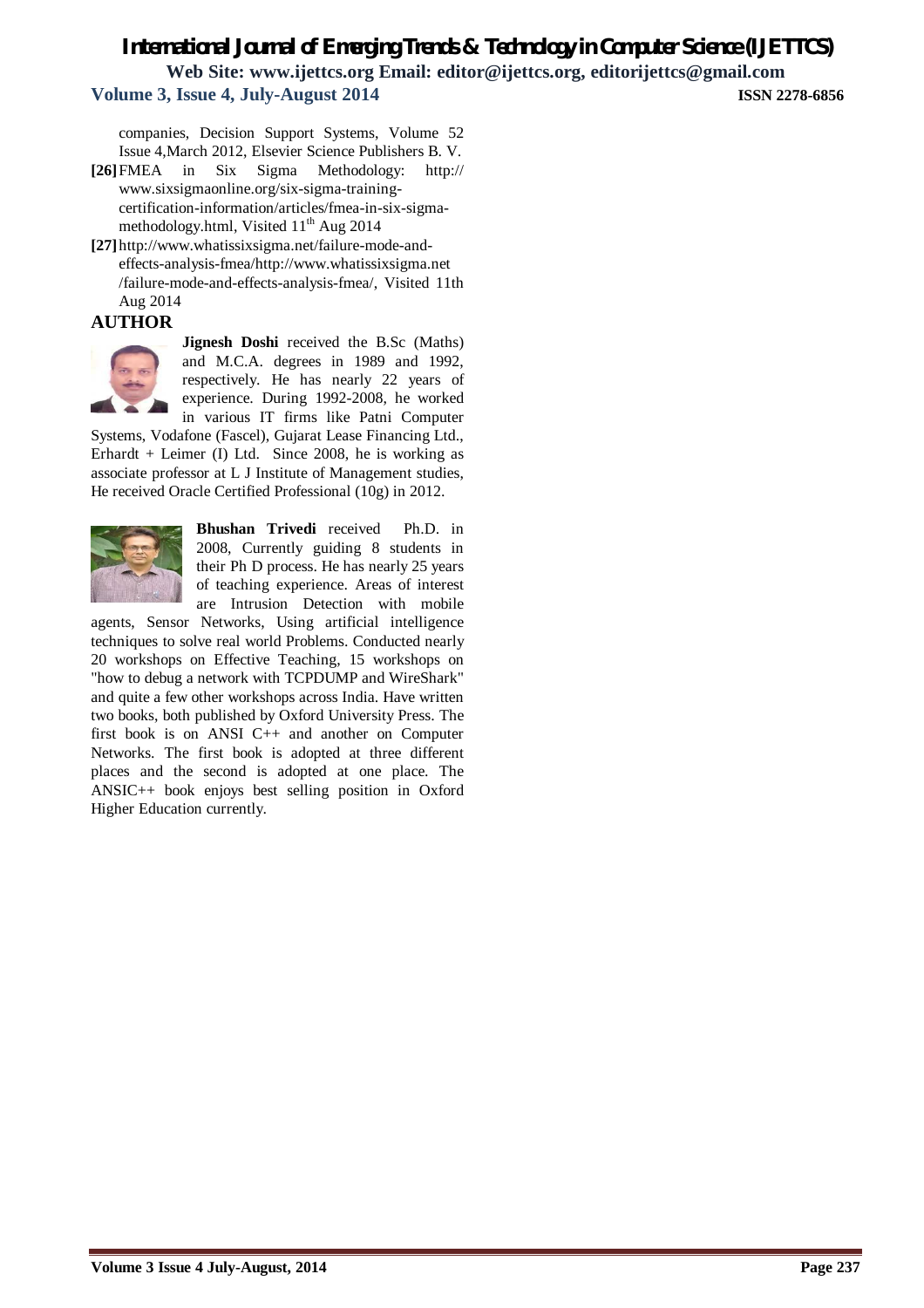companies, Decision Support Systems, Volume 52 Issue 4,March 2012, Elsevier Science Publishers B. V.

[26] FMEA in Six Sigma Methodology: http:// www.sixsigmaonline.org/six-sigma-training-certification-information/articles/fmea-in-six-sigma-methodology.html, Visited 11th Aug 2014

[27] http://www.whatissixsigma.net/failure-mode-and-effects-analysis-fmea/http://www.whatissixsigma.net /failure-mode-and-effects-analysis-fmea/, Visited 11th Aug 2014

## AUTHOR

**Jignesh Doshi** received the B.Sc (Maths) and M.C.A. degrees in 1989 and 1992, respectively. He has nearly 22 years of experience. During 1992-2008, he worked in various IT firms like Patni Computer Systems, Vodafone (Fascel), Gujarat Lease Financing Ltd., Erhardt + Leimer (I) Ltd. Since 2008, he is working as associate professor at L J Institute of Management studies, He received Oracle Certified Professional (10g) in 2012.

**Bhushan Trivedi** received Ph.D. in 2008, Currently guiding 8 students in their Ph D process. He has nearly 25 years of teaching experience. Areas of interest are Intrusion Detection with mobile agents, Sensor Networks, Using artificial intelligence techniques to solve real world Problems. Conducted nearly 20 workshops on Effective Teaching, 15 workshops on "how to debug a network with TCPDUMP and WireShark" and quite a few other workshops across India. Have written two books, both published by Oxford University Press. The first book is on ANSI C++ and another on Computer Networks. The first book is adopted at three different places and the second is adopted at one place. The ANSIC++ book enjoys best selling position in Oxford Higher Education currently.